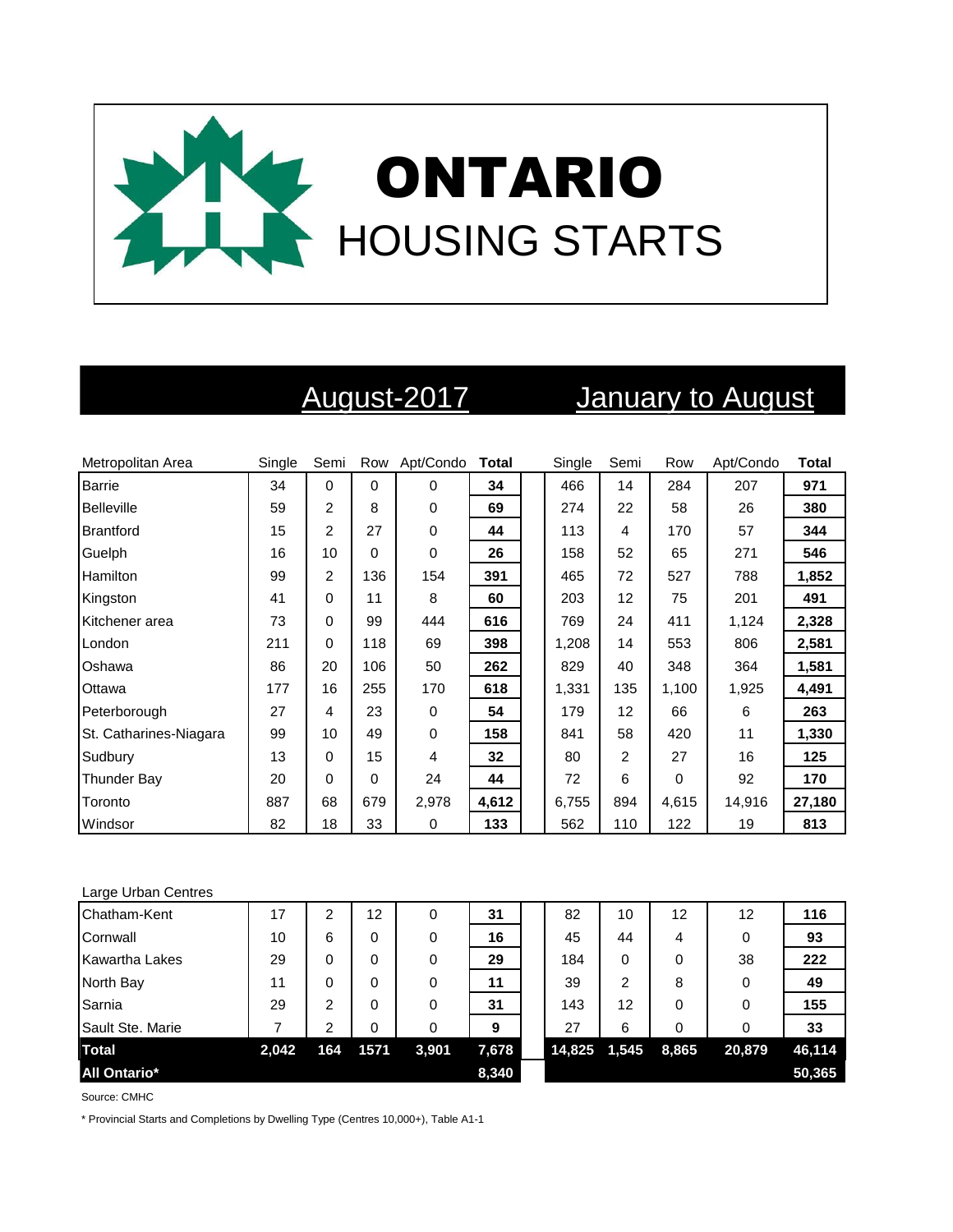# ONTARIO

## HOUSING STARTS

| Metropolitan Area | August-2017 Single | Semi | Row | Apt/Condo | Total | January to August Single | Semi | Row | Apt/Condo | Total |
|---|---|---|---|---|---|---|---|---|---|---|
| Barrie | 34 | 0 | 0 | 0 | **34** | 466 | 14 | 284 | 207 | **971** |
| Belleville | 59 | 2 | 8 | 0 | **69** | 274 | 22 | 58 | 26 | **380** |
| Brantford | 15 | 2 | 27 | 0 | **44** | 113 | 4 | 170 | 57 | **344** |
| Guelph | 16 | 10 | 0 | 0 | **26** | 158 | 52 | 65 | 271 | **546** |
| Hamilton | 99 | 2 | 136 | 154 | **391** | 465 | 72 | 527 | 788 | **1,852** |
| Kingston | 41 | 0 | 11 | 8 | **60** | 203 | 12 | 75 | 201 | **491** |
| Kitchener area | 73 | 0 | 99 | 444 | **616** | 769 | 24 | 411 | 1,124 | **2,328** |
| London | 211 | 0 | 118 | 69 | **398** | 1,208 | 14 | 553 | 806 | **2,581** |
| Oshawa | 86 | 20 | 106 | 50 | **262** | 829 | 40 | 348 | 364 | **1,581** |
| Ottawa | 177 | 16 | 255 | 170 | **618** | 1,331 | 135 | 1,100 | 1,925 | **4,491** |
| Peterborough | 27 | 4 | 23 | 0 | **54** | 179 | 12 | 66 | 6 | **263** |
| St. Catharines-Niagara | 99 | 10 | 49 | 0 | **158** | 841 | 58 | 420 | 11 | **1,330** |
| Sudbury | 13 | 0 | 15 | 4 | **32** | 80 | 2 | 27 | 16 | **125** |
| Thunder Bay | 20 | 0 | 0 | 24 | **44** | 72 | 6 | 0 | 92 | **170** |
| Toronto | 887 | 68 | 679 | 2,978 | **4,612** | 6,755 | 894 | 4,615 | 14,916 | **27,180** |
| Windsor | 82 | 18 | 33 | 0 | **133** | 562 | 110 | 122 | 19 | **813** |
| **Large Urban Centres** | | | | | | | | | | |
| Chatham-Kent | 17 | 2 | 12 | 0 | **31** | 82 | 10 | 12 | 12 | **116** |
| Cornwall | 10 | 6 | 0 | 0 | **16** | 45 | 44 | 4 | 0 | **93** |
| Kawartha Lakes | 29 | 0 | 0 | 0 | **29** | 184 | 0 | 0 | 38 | **222** |
| North Bay | 11 | 0 | 0 | 0 | **11** | 39 | 2 | 8 | 0 | **49** |
| Sarnia | 29 | 2 | 0 | 0 | **31** | 143 | 12 | 0 | 0 | **155** |
| Sault Ste. Marie | 7 | 2 | 0 | 0 | **9** | 27 | 6 | 0 | 0 | **33** |
| **Total** | **2,042** | **164** | **1571** | **3,901** | **7,678** | **14,825** | **1,545** | **8,865** | **20,879** | **46,114** |
| **All Ontario*** | | | | | **8,340** | | | | | **50,365** |

Source: CMHC

* Provincial Starts and Completions by Dwelling Type (Centres 10,000+), Table A1-1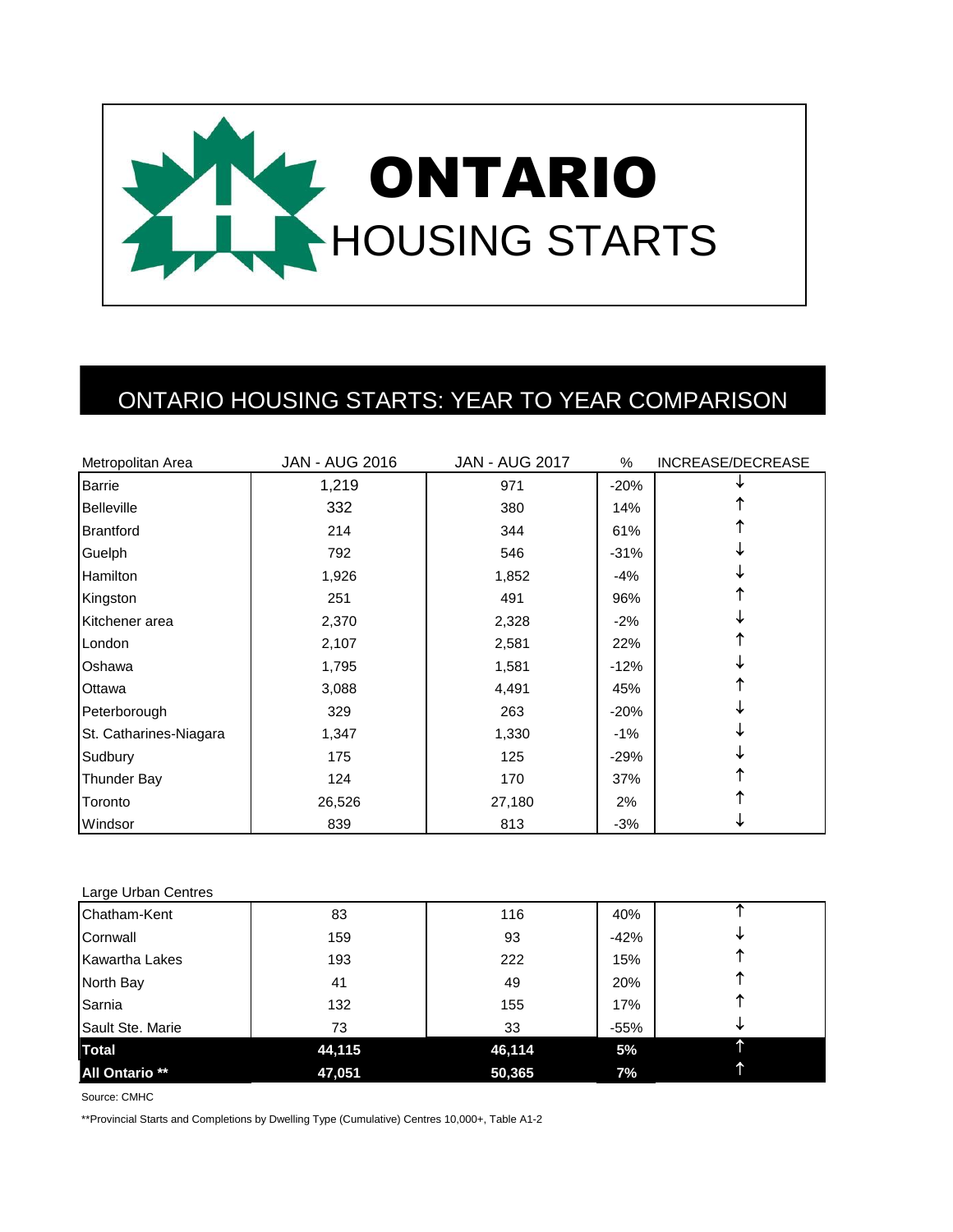# ONTARIO
## HOUSING STARTS

## ONTARIO HOUSING STARTS: YEAR TO YEAR COMPARISON

| Metropolitan Area | JAN - AUG 2016 | JAN - AUG 2017 | % | INCREASE/DECREASE |
|---|---|---|---|---|
| Barrie | 1,219 | 971 | -20% | ↓ |
| Belleville | 332 | 380 | 14% | ↑ |
| Brantford | 214 | 344 | 61% | ↑ |
| Guelph | 792 | 546 | -31% | ↓ |
| Hamilton | 1,926 | 1,852 | -4% | ↓ |
| Kingston | 251 | 491 | 96% | ↑ |
| Kitchener area | 2,370 | 2,328 | -2% | ↓ |
| London | 2,107 | 2,581 | 22% | ↑ |
| Oshawa | 1,795 | 1,581 | -12% | ↓ |
| Ottawa | 3,088 | 4,491 | 45% | ↑ |
| Peterborough | 329 | 263 | -20% | ↓ |
| St. Catharines-Niagara | 1,347 | 1,330 | -1% | ↓ |
| Sudbury | 175 | 125 | -29% | ↓ |
| Thunder Bay | 124 | 170 | 37% | ↑ |
| Toronto | 26,526 | 27,180 | 2% | ↑ |
| Windsor | 839 | 813 | -3% | ↓ |

Large Urban Centres

| | | | | |
|---|---|---|---|---|
| Chatham-Kent | 83 | 116 | 40% | ↑ |
| Cornwall | 159 | 93 | -42% | ↓ |
| Kawartha Lakes | 193 | 222 | 15% | ↑ |
| North Bay | 41 | 49 | 20% | ↑ |
| Sarnia | 132 | 155 | 17% | ↑ |
| Sault Ste. Marie | 73 | 33 | -55% | ↓ |
| **Total** | **44,115** | **46,114** | **5%** | ↑ |
| **All Ontario \*\*** | **47,051** | **50,365** | **7%** | ↑ |

Source: CMHC

**Provincial Starts and Completions by Dwelling Type (Cumulative) Centres 10,000+, Table A1-2